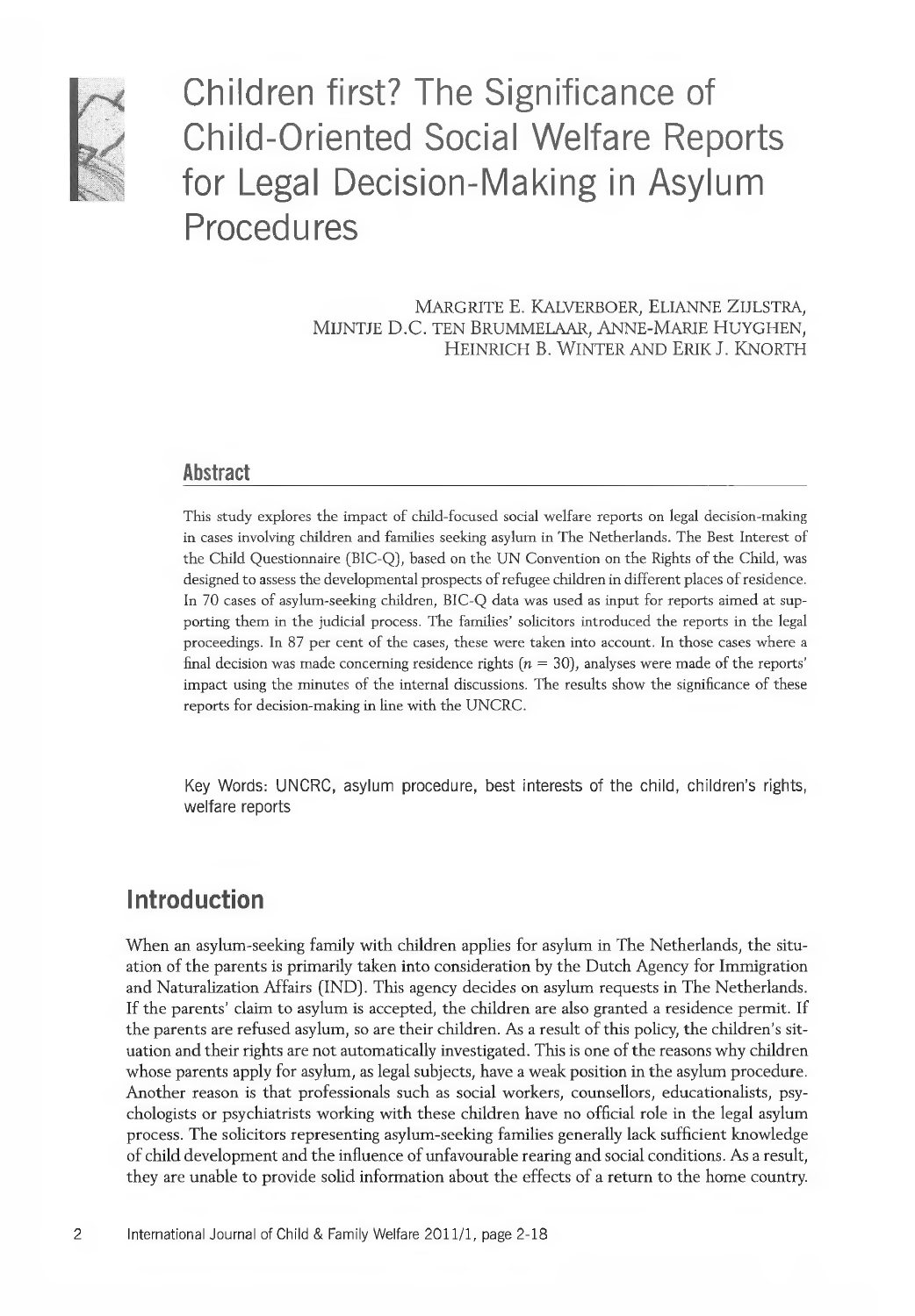# Children first? The Significance of Child-Oriented Social Welfare Reports for Legal Decision-Making in Asylum Procedures

MARGRITE E. KALVERBOER, ELIANNE ZIJLSTRA, MIJNTJE D.C. TEN BRUMMELAAR, ANNE-MARIE HUYGHEN, HEINRICH B. WINTER AND ERIK J. KNORTH

## Abstract

This study explores the impact of child-focused social welfare reports on legal decision-making in cases involving children and families seeking asylum in The Netherlands. The Best Interest of the Child Questionnaire (BIC-Q), based on the UN Convention on the Rights of the Child, was designed to assess the developmental prospects of refugee children in different places of residence. In 70 cases of asylum-seeking children, BIC-Q data was used as input for reports aimed at supporting them in the judicial process. The families' solicitors introduced the reports in the legal proceedings. In 87 per cent of the cases, these were taken into account. In those cases where a final decision was made concerning residence rights ($n = 30$), analyses were made of the reports' impact using the minutes of the internal discussions. The results show the significance of these reports for decision-making in line with the UNCRC.

Key Words: UNCRC, asylum procedure, best interests of the child, children's rights, welfare reports

## Introduction

When an asylum-seeking family with children applies for asylum in The Netherlands, the situation of the parents is primarily taken into consideration by the Dutch Agency for Immigration and Naturalization Affairs (IND). This agency decides on asylum requests in The Netherlands. If the parents' claim to asylum is accepted, the children are also granted a residence permit. If the parents are refused asylum, so are their children. As a result of this policy, the children's situation and their rights are not automatically investigated. This is one of the reasons why children whose parents apply for asylum, as legal subjects, have a weak position in the asylum procedure. Another reason is that professionals such as social workers, counsellors, educationalists, psychologists or psychiatrists working with these children have no official role in the legal asylum process. The solicitors representing asylum-seeking families generally lack sufficient knowledge of child development and the influence of unfavourable rearing and social conditions. As a result, they are unable to provide solid information about the effects of a return to the home country.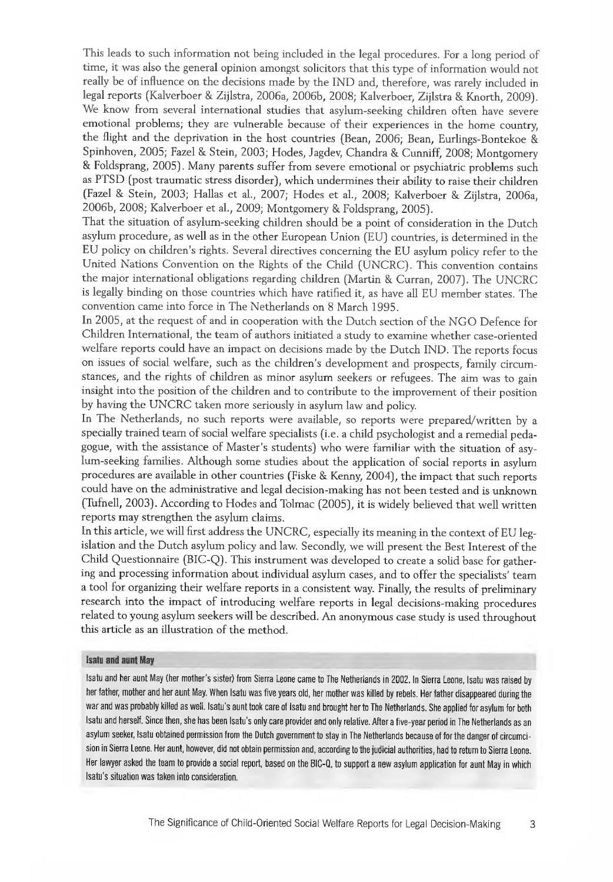This leads to such information not being included in the legal procedures. For a long period of time, it was also the general opinion amongst solicitors that this type of information would not really be of influence on the decisions made by the IND and, therefore, was rarely included in legal reports (Kalverboer & Zijlstra, 2006a, 2006b, 2008; Kalverboer, Zijlstra & Knorth, 2009). We know from several international studies that asylum-seeking children often have severe emotional problems; they are vulnerable because of their experiences in the home country, the flight and the deprivation in the host countries (Bean, 2006; Bean, Eurlings-Bontekoe & Spinhoven, 2005; Fazel & Stein, 2003; Hodes, Jagdev, Chandra & Cunniff, 2008; Montgomery & Foldsprang, 2005). Many parents suffer from severe emotional or psychiatric problems such as PTSD (post traumatic stress disorder), which undermines their ability to raise their children (Fazel & Stein, 2003; Hallas et al., 2007; Hodes et al., 2008; Kalverboer & Zijlstra, 2006a, 2006b, 2008; Kalverboer et al., 2009; Montgomery & Foldsprang, 2005).

That the situation of asylum-seeking children should be a point of consideration in the Dutch asylum procedure, as well as in the other European Union (EU) countries, is determined in the EU policy on children's rights. Several directives concerning the EU asylum policy refer to the United Nations Convention on the Rights of the Child (UNCRC). This convention contains the major international obligations regarding children (Martin & Curran, 2007). The UNCRC is legally binding on those countries which have ratified it, as have all EU member states. The convention came into force in The Netherlands on 8 March 1995.

In 2005, at the request of and in cooperation with the Dutch section of the NGO Defence for Children International, the team of authors initiated a study to examine whether case-oriented welfare reports could have an impact on decisions made by the Dutch IND. The reports focus on issues of social welfare, such as the children's development and prospects, family circumstances, and the rights of children as minor asylum seekers or refugees. The aim was to gain insight into the position of the children and to contribute to the improvement of their position by having the UNCRC taken more seriously in asylum law and policy.

In The Netherlands, no such reports were available, so reports were prepared/written by a specially trained team of social welfare specialists (i.e. a child psychologist and a remedial pedagogue, with the assistance of Master's students) who were familiar with the situation of asylum-seeking families. Although some studies about the application of social reports in asylum procedures are available in other countries (Fiske & Kenny, 2004), the impact that such reports could have on the administrative and legal decision-making has not been tested and is unknown (Tufnell, 2003). According to Hodes and Tolmac (2005), it is widely believed that well written reports may strengthen the asylum claims.

In this article, we will first address the UNCRC, especially its meaning in the context of EU legislation and the Dutch asylum policy and law. Secondly, we will present the Best Interest of the Child Questionnaire (BIC-Q). This instrument was developed to create a solid base for gathering and processing information about individual asylum cases, and to offer the specialists' team a tool for organizing their welfare reports in a consistent way. Finally, the results of preliminary research into the impact of introducing welfare reports in legal decisions-making procedures related to young asylum seekers will be described. An anonymous case study is used throughout this article as an illustration of the method.

**Isatu and aunt May**

Isatu and her aunt May (her mother's sister) from Sierra Leone came to The Netherlands in 2002. In Sierra Leone, Isatu was raised by her father, mother and her aunt May. When Isatu was five years old, her mother was killed by rebels. Her father disappeared during the war and was probably killed as well. Isatu's aunt took care of Isatu and brought her to The Netherlands. She applied for asylum for both Isatu and herself. Since then, she has been Isatu's only care provider and only relative. After a five-year period in The Netherlands as an asylum seeker, Isatu obtained permission from the Dutch government to stay in The Netherlands because of for the danger of circumcision in Sierra Leone. Her aunt, however, did not obtain permission and, according to the judicial authorities, had to return to Sierra Leone. Her lawyer asked the team to provide a social report, based on the BIC-Q, to support a new asylum application for aunt May in which Isatu's situation was taken into consideration.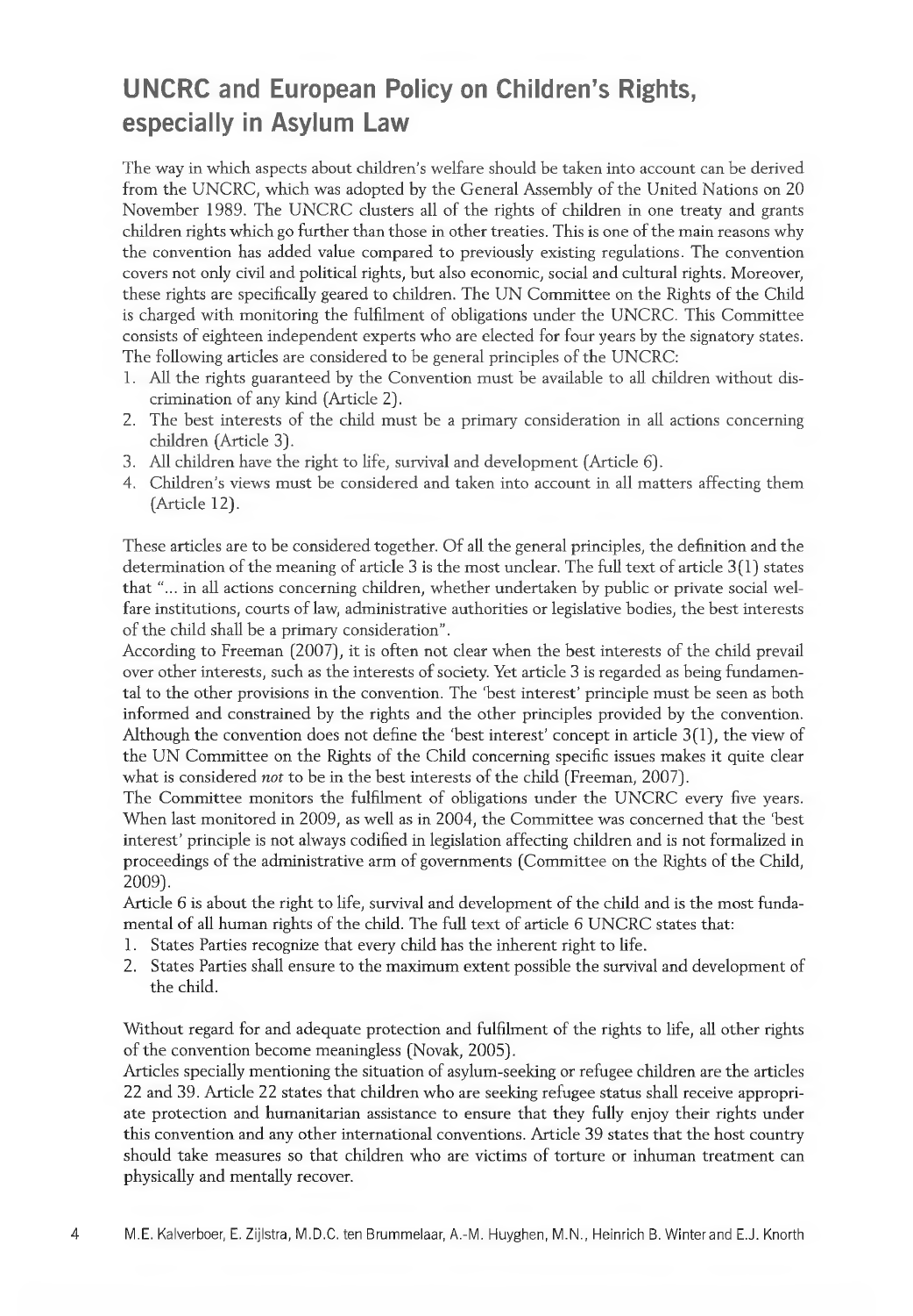## UNCRC and European Policy on Children's Rights, especially in Asylum Law

The way in which aspects about children's welfare should be taken into account can be derived from the UNCRC, which was adopted by the General Assembly of the United Nations on 20 November 1989. The UNCRC clusters all of the rights of children in one treaty and grants children rights which go further than those in other treaties. This is one of the main reasons why the convention has added value compared to previously existing regulations. The convention covers not only civil and political rights, but also economic, social and cultural rights. Moreover, these rights are specifically geared to children. The UN Committee on the Rights of the Child is charged with monitoring the fulfilment of obligations under the UNCRC. This Committee consists of eighteen independent experts who are elected for four years by the signatory states. The following articles are considered to be general principles of the UNCRC:

1. All the rights guaranteed by the Convention must be available to all children without discrimination of any kind (Article 2).
2. The best interests of the child must be a primary consideration in all actions concerning children (Article 3).
3. All children have the right to life, survival and development (Article 6).
4. Children's views must be considered and taken into account in all matters affecting them (Article 12).

These articles are to be considered together. Of all the general principles, the definition and the determination of the meaning of article 3 is the most unclear. The full text of article 3(1) states that "... in all actions concerning children, whether undertaken by public or private social welfare institutions, courts of law, administrative authorities or legislative bodies, the best interests of the child shall be a primary consideration".

According to Freeman (2007), it is often not clear when the best interests of the child prevail over other interests, such as the interests of society. Yet article 3 is regarded as being fundamental to the other provisions in the convention. The 'best interest' principle must be seen as both informed and constrained by the rights and the other principles provided by the convention. Although the convention does not define the 'best interest' concept in article 3(1), the view of the UN Committee on the Rights of the Child concerning specific issues makes it quite clear what is considered *not* to be in the best interests of the child (Freeman, 2007).

The Committee monitors the fulfilment of obligations under the UNCRC every five years. When last monitored in 2009, as well as in 2004, the Committee was concerned that the 'best interest' principle is not always codified in legislation affecting children and is not formalized in proceedings of the administrative arm of governments (Committee on the Rights of the Child, 2009).

Article 6 is about the right to life, survival and development of the child and is the most fundamental of all human rights of the child. The full text of article 6 UNCRC states that:

1. States Parties recognize that every child has the inherent right to life.
2. States Parties shall ensure to the maximum extent possible the survival and development of the child.

Without regard for and adequate protection and fulfilment of the rights to life, all other rights of the convention become meaningless (Novak, 2005).

Articles specially mentioning the situation of asylum-seeking or refugee children are the articles 22 and 39. Article 22 states that children who are seeking refugee status shall receive appropriate protection and humanitarian assistance to ensure that they fully enjoy their rights under this convention and any other international conventions. Article 39 states that the host country should take measures so that children who are victims of torture or inhuman treatment can physically and mentally recover.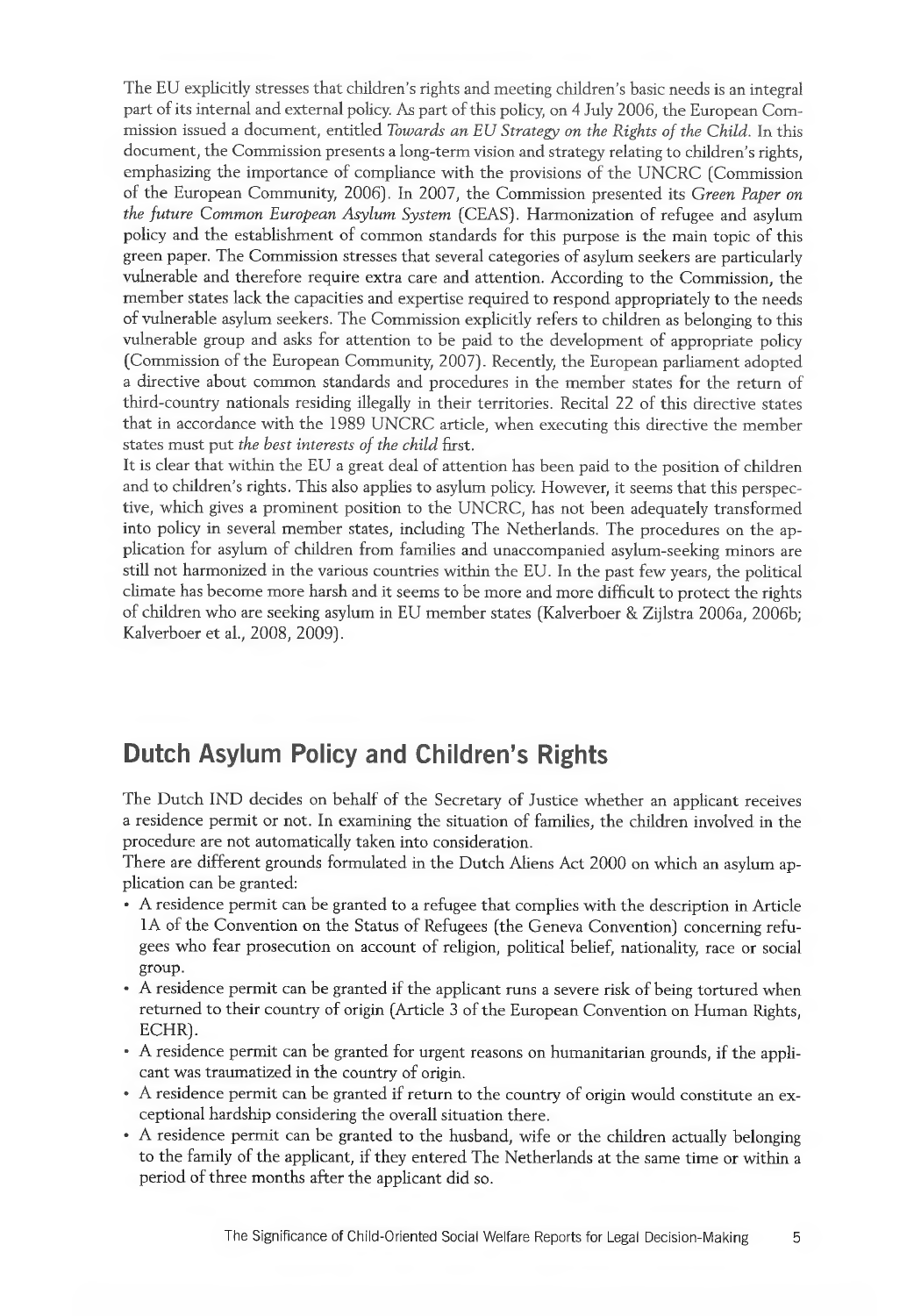The EU explicitly stresses that children's rights and meeting children's basic needs is an integral part of its internal and external policy. As part of this policy, on 4 July 2006, the European Commission issued a document, entitled *Towards an EU Strategy on the Rights of the Child*. In this document, the Commission presents a long-term vision and strategy relating to children's rights, emphasizing the importance of compliance with the provisions of the UNCRC (Commission of the European Community, 2006). In 2007, the Commission presented its *Green Paper on the future Common European Asylum System* (CEAS). Harmonization of refugee and asylum policy and the establishment of common standards for this purpose is the main topic of this green paper. The Commission stresses that several categories of asylum seekers are particularly vulnerable and therefore require extra care and attention. According to the Commission, the member states lack the capacities and expertise required to respond appropriately to the needs of vulnerable asylum seekers. The Commission explicitly refers to children as belonging to this vulnerable group and asks for attention to be paid to the development of appropriate policy (Commission of the European Community, 2007). Recently, the European parliament adopted a directive about common standards and procedures in the member states for the return of third-country nationals residing illegally in their territories. Recital 22 of this directive states that in accordance with the 1989 UNCRC article, when executing this directive the member states must put *the best interests of the child* first.

It is clear that within the EU a great deal of attention has been paid to the position of children and to children's rights. This also applies to asylum policy. However, it seems that this perspective, which gives a prominent position to the UNCRC, has not been adequately transformed into policy in several member states, including The Netherlands. The procedures on the application for asylum of children from families and unaccompanied asylum-seeking minors are still not harmonized in the various countries within the EU. In the past few years, the political climate has become more harsh and it seems to be more and more difficult to protect the rights of children who are seeking asylum in EU member states (Kalverboer & Zijlstra 2006a, 2006b; Kalverboer et al., 2008, 2009).

## Dutch Asylum Policy and Children's Rights

The Dutch IND decides on behalf of the Secretary of Justice whether an applicant receives a residence permit or not. In examining the situation of families, the children involved in the procedure are not automatically taken into consideration.

There are different grounds formulated in the Dutch Aliens Act 2000 on which an asylum application can be granted:

- A residence permit can be granted to a refugee that complies with the description in Article 1A of the Convention on the Status of Refugees (the Geneva Convention) concerning refugees who fear prosecution on account of religion, political belief, nationality, race or social group.
- A residence permit can be granted if the applicant runs a severe risk of being tortured when returned to their country of origin (Article 3 of the European Convention on Human Rights, ECHR).
- A residence permit can be granted for urgent reasons on humanitarian grounds, if the applicant was traumatized in the country of origin.
- A residence permit can be granted if return to the country of origin would constitute an exceptional hardship considering the overall situation there.
- A residence permit can be granted to the husband, wife or the children actually belonging to the family of the applicant, if they entered The Netherlands at the same time or within a period of three months after the applicant did so.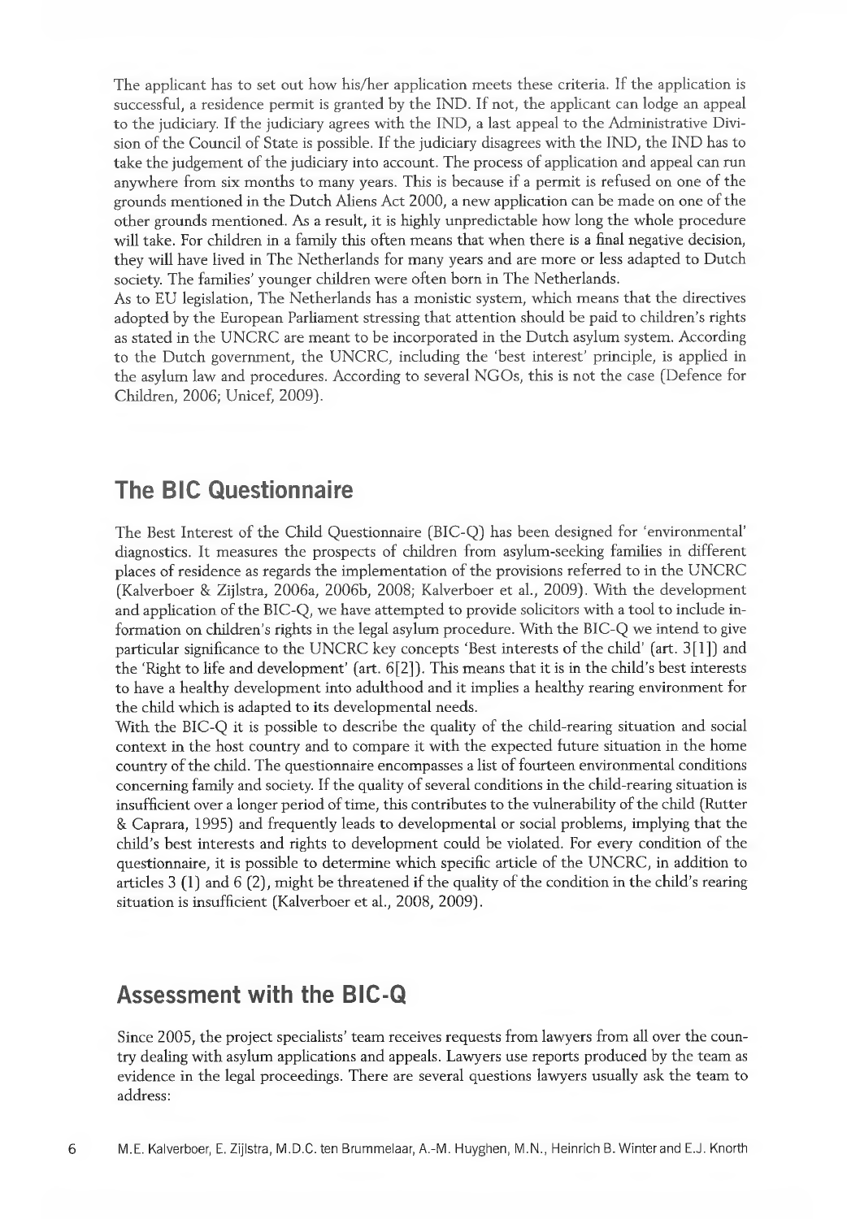The applicant has to set out how his/her application meets these criteria. If the application is successful, a residence permit is granted by the IND. If not, the applicant can lodge an appeal to the judiciary. If the judiciary agrees with the IND, a last appeal to the Administrative Division of the Council of State is possible. If the judiciary disagrees with the IND, the IND has to take the judgement of the judiciary into account. The process of application and appeal can run anywhere from six months to many years. This is because if a permit is refused on one of the grounds mentioned in the Dutch Aliens Act 2000, a new application can be made on one of the other grounds mentioned. As a result, it is highly unpredictable how long the whole procedure will take. For children in a family this often means that when there is a final negative decision, they will have lived in The Netherlands for many years and are more or less adapted to Dutch society. The families' younger children were often born in The Netherlands.

As to EU legislation, The Netherlands has a monistic system, which means that the directives adopted by the European Parliament stressing that attention should be paid to children's rights as stated in the UNCRC are meant to be incorporated in the Dutch asylum system. According to the Dutch government, the UNCRC, including the 'best interest' principle, is applied in the asylum law and procedures. According to several NGOs, this is not the case (Defence for Children, 2006; Unicef, 2009).

## The BIC Questionnaire

The Best Interest of the Child Questionnaire (BIC-Q) has been designed for 'environmental' diagnostics. It measures the prospects of children from asylum-seeking families in different places of residence as regards the implementation of the provisions referred to in the UNCRC (Kalverboer & Zijlstra, 2006a, 2006b, 2008; Kalverboer et al., 2009). With the development and application of the BIC-Q, we have attempted to provide solicitors with a tool to include information on children's rights in the legal asylum procedure. With the BIC-Q we intend to give particular significance to the UNCRC key concepts 'Best interests of the child' (art. 3[1]) and the 'Right to life and development' (art. 6[2]). This means that it is in the child's best interests to have a healthy development into adulthood and it implies a healthy rearing environment for the child which is adapted to its developmental needs.

With the BIC-Q it is possible to describe the quality of the child-rearing situation and social context in the host country and to compare it with the expected future situation in the home country of the child. The questionnaire encompasses a list of fourteen environmental conditions concerning family and society. If the quality of several conditions in the child-rearing situation is insufficient over a longer period of time, this contributes to the vulnerability of the child (Rutter & Caprara, 1995) and frequently leads to developmental or social problems, implying that the child's best interests and rights to development could be violated. For every condition of the questionnaire, it is possible to determine which specific article of the UNCRC, in addition to articles 3 (1) and 6 (2), might be threatened if the quality of the condition in the child's rearing situation is insufficient (Kalverboer et al., 2008, 2009).

## Assessment with the BIC-Q

Since 2005, the project specialists' team receives requests from lawyers from all over the country dealing with asylum applications and appeals. Lawyers use reports produced by the team as evidence in the legal proceedings. There are several questions lawyers usually ask the team to address: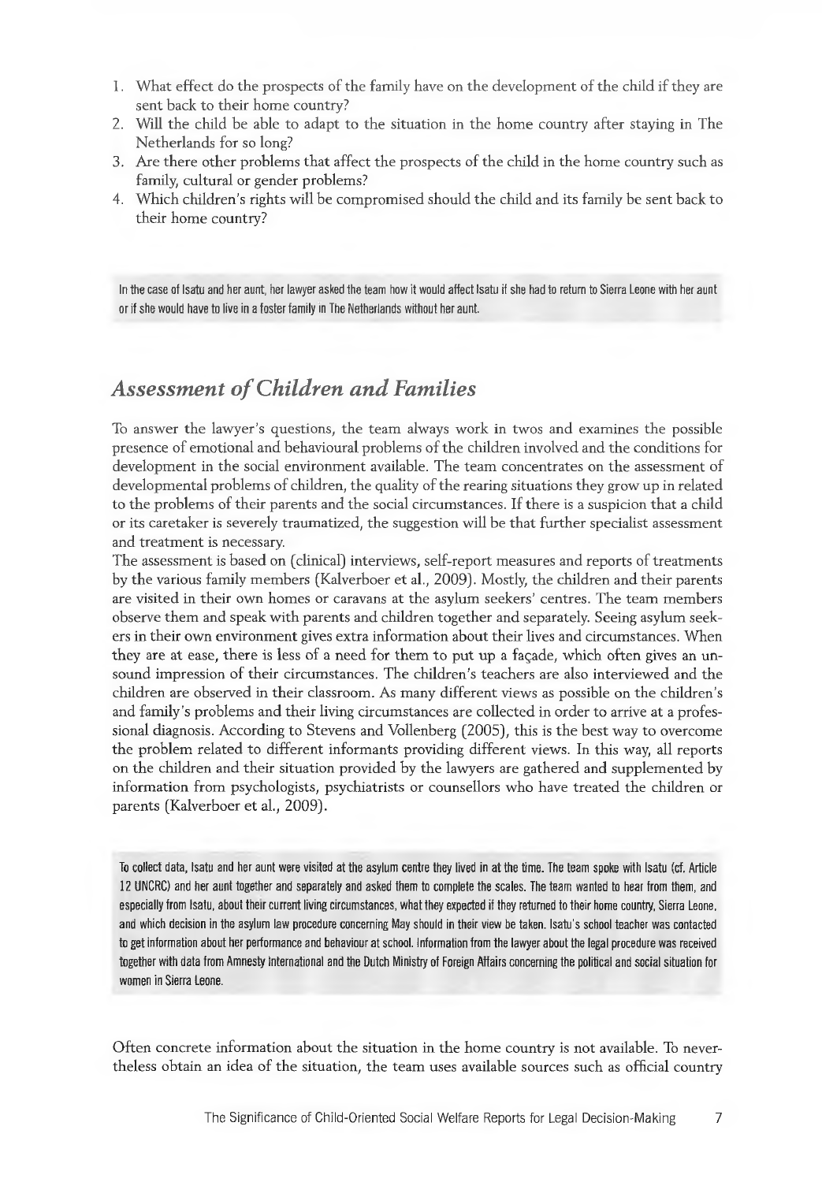1. What effect do the prospects of the family have on the development of the child if they are sent back to their home country?
2. Will the child be able to adapt to the situation in the home country after staying in The Netherlands for so long?
3. Are there other problems that affect the prospects of the child in the home country such as family, cultural or gender problems?
4. Which children's rights will be compromised should the child and its family be sent back to their home country?

In the case of Isatu and her aunt, her lawyer asked the team how it would affect Isatu if she had to return to Sierra Leone with her aunt or if she would have to live in a foster family in The Netherlands without her aunt.

## *Assessment of Children and Families*

To answer the lawyer's questions, the team always work in twos and examines the possible presence of emotional and behavioural problems of the children involved and the conditions for development in the social environment available. The team concentrates on the assessment of developmental problems of children, the quality of the rearing situations they grow up in related to the problems of their parents and the social circumstances. If there is a suspicion that a child or its caretaker is severely traumatized, the suggestion will be that further specialist assessment and treatment is necessary.

The assessment is based on (clinical) interviews, self-report measures and reports of treatments by the various family members (Kalverboer et al., 2009). Mostly, the children and their parents are visited in their own homes or caravans at the asylum seekers' centres. The team members observe them and speak with parents and children together and separately. Seeing asylum seekers in their own environment gives extra information about their lives and circumstances. When they are at ease, there is less of a need for them to put up a façade, which often gives an unsound impression of their circumstances. The children's teachers are also interviewed and the children are observed in their classroom. As many different views as possible on the children's and family's problems and their living circumstances are collected in order to arrive at a professional diagnosis. According to Stevens and Vollenberg (2005), this is the best way to overcome the problem related to different informants providing different views. In this way, all reports on the children and their situation provided by the lawyers are gathered and supplemented by information from psychologists, psychiatrists or counsellors who have treated the children or parents (Kalverboer et al., 2009).

To collect data, Isatu and her aunt were visited at the asylum centre they lived in at the time. The team spoke with Isatu (cf. Article 12 UNCRC) and her aunt together and separately and asked them to complete the scales. The team wanted to hear from them, and especially from Isatu, about their current living circumstances, what they expected if they returned to their home country, Sierra Leone, and which decision in the asylum law procedure concerning May should in their view be taken. Isatu's school teacher was contacted to get information about her performance and behaviour at school. Information from the lawyer about the legal procedure was received together with data from Amnesty International and the Dutch Ministry of Foreign Affairs concerning the political and social situation for women in Sierra Leone.

Often concrete information about the situation in the home country is not available. To nevertheless obtain an idea of the situation, the team uses available sources such as official country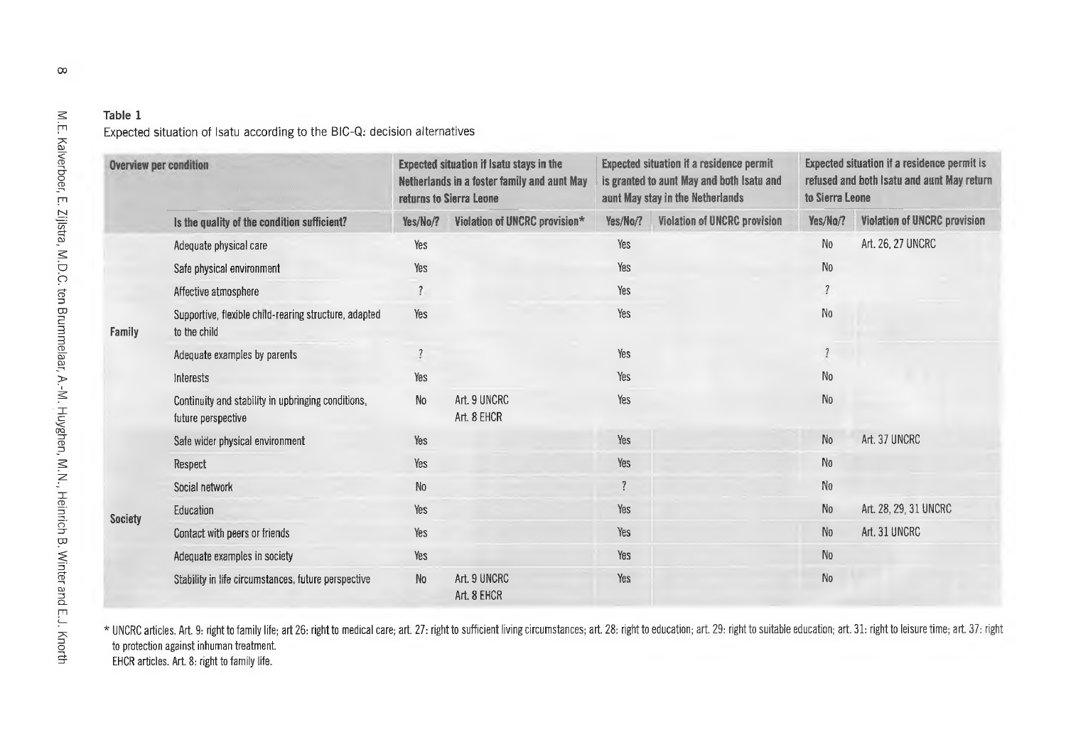**Table 1**

Expected situation of Isatu according to the BIC-Q: decision alternatives

| Overview per condition | | Expected situation if Isatu stays in the Netherlands in a foster family and aunt May returns to Sierra Leone | | Expected situation if a residence permit is granted to aunt May and both Isatu and aunt May stay in the Netherlands | | Expected situation if a residence permit is refused and both Isatu and aunt May return to Sierra Leone | |
|---|---|---|---|---|---|---|---|
| | Is the quality of the condition sufficient? | Yes/No/? | Violation of UNCRC provision* | Yes/No/? | Violation of UNCRC provision | Yes/No/? | Violation of UNCRC provision |
| Family | Adequate physical care | Yes | | Yes | | No | Art. 26, 27 UNCRC |
| | Safe physical environment | Yes | | Yes | | No | |
| | Affective atmosphere | ? | | Yes | | ? | |
| | Supportive, flexible child-rearing structure, adapted to the child | Yes | | Yes | | No | |
| | Adequate examples by parents | ? | | Yes | | ? | |
| | Interests | Yes | | Yes | | No | |
| | Continuity and stability in upbringing conditions, future perspective | No | Art. 9 UNCRC Art. 8 EHCR | Yes | | No | |
| Society | Safe wider physical environment | Yes | | Yes | | No | Art. 37 UNCRC |
| | Respect | Yes | | Yes | | No | |
| | Social network | No | | ? | | No | |
| | Education | Yes | | Yes | | No | Art. 28, 29, 31 UNCRC |
| | Contact with peers or friends | Yes | | Yes | | No | Art. 31 UNCRC |
| | Adequate examples in society | Yes | | Yes | | No | |
| | Stability in life circumstances, future perspective | No | Art. 9 UNCRC Art. 8 EHCR | Yes | | No | |

* UNCRC articles. Art. 9: right to family life; art 26: right to medical care; art. 27: right to sufficient living circumstances; art. 28: right to education; art. 29: right to suitable education; art. 31: right to leisure time; art. 37: right to protection against inhuman treatment.
EHCR articles. Art. 8: right to family life.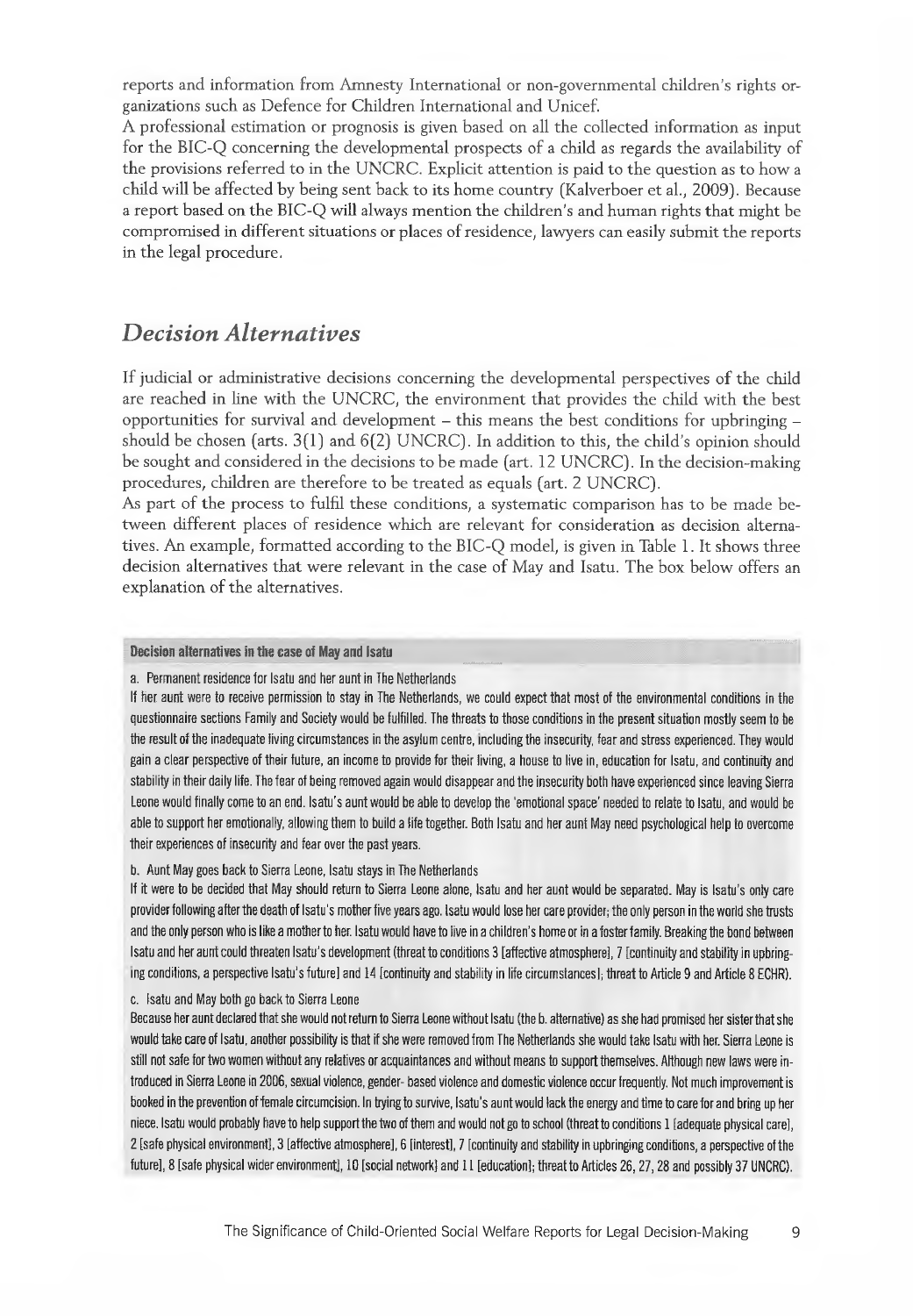reports and information from Amnesty International or non-governmental children's rights organizations such as Defence for Children International and Unicef.

A professional estimation or prognosis is given based on all the collected information as input for the BIC-Q concerning the developmental prospects of a child as regards the availability of the provisions referred to in the UNCRC. Explicit attention is paid to the question as to how a child will be affected by being sent back to its home country (Kalverboer et al., 2009). Because a report based on the BIC-Q will always mention the children's and human rights that might be compromised in different situations or places of residence, lawyers can easily submit the reports in the legal procedure.

## *Decision Alternatives*

If judicial or administrative decisions concerning the developmental perspectives of the child are reached in line with the UNCRC, the environment that provides the child with the best opportunities for survival and development – this means the best conditions for upbringing – should be chosen (arts. 3(1) and 6(2) UNCRC). In addition to this, the child's opinion should be sought and considered in the decisions to be made (art. 12 UNCRC). In the decision-making procedures, children are therefore to be treated as equals (art. 2 UNCRC).

As part of the process to fulfil these conditions, a systematic comparison has to be made between different places of residence which are relevant for consideration as decision alternatives. An example, formatted according to the BIC-Q model, is given in Table 1. It shows three decision alternatives that were relevant in the case of May and Isatu. The box below offers an explanation of the alternatives.

**Decision alternatives in the case of May and Isatu**

a. Permanent residence for Isatu and her aunt in The Netherlands

If her aunt were to receive permission to stay in The Netherlands, we could expect that most of the environmental conditions in the questionnaire sections Family and Society would be fulfilled. The threats to those conditions in the present situation mostly seem to be the result of the inadequate living circumstances in the asylum centre, including the insecurity, fear and stress experienced. They would gain a clear perspective of their future, an income to provide for their living, a house to live in, education for Isatu, and continuity and stability in their daily life. The fear of being removed again would disappear and the insecurity both have experienced since leaving Sierra Leone would finally come to an end. Isatu's aunt would be able to develop the 'emotional space' needed to relate to Isatu, and would be able to support her emotionally, allowing them to build a life together. Both Isatu and her aunt May need psychological help to overcome their experiences of insecurity and fear over the past years.

b. Aunt May goes back to Sierra Leone, Isatu stays in The Netherlands

If it were to be decided that May should return to Sierra Leone alone, Isatu and her aunt would be separated. May is Isatu's only care provider following after the death of Isatu's mother five years ago. Isatu would lose her care provider; the only person in the world she trusts and the only person who is like a mother to her. Isatu would have to live in a children's home or in a foster family. Breaking the bond between Isatu and her aunt could threaten Isatu's development (threat to conditions 3 [affective atmosphere], 7 [continuity and stability in upbringing conditions, a perspective Isatu's future] and 14 [continuity and stability in life circumstances]; threat to Article 9 and Article 8 ECHR).

c. Isatu and May both go back to Sierra Leone

Because her aunt declared that she would not return to Sierra Leone without Isatu (the b. alternative) as she had promised her sister that she would take care of Isatu, another possibility is that if she were removed from The Netherlands she would take Isatu with her. Sierra Leone is still not safe for two women without any relatives or acquaintances and without means to support themselves. Although new laws were introduced in Sierra Leone in 2006, sexual violence, gender- based violence and domestic violence occur frequently. Not much improvement is booked in the prevention of female circumcision. In trying to survive, Isatu's aunt would lack the energy and time to care for and bring up her niece. Isatu would probably have to help support the two of them and would not go to school (threat to conditions 1 [adequate physical care], 2 [safe physical environment], 3 [affective atmosphere], 6 [interest], 7 [continuity and stability in upbringing conditions, a perspective of the future], 8 [safe physical wider environment], 10 [social network] and 11 [education]; threat to Articles 26, 27, 28 and possibly 37 UNCRC).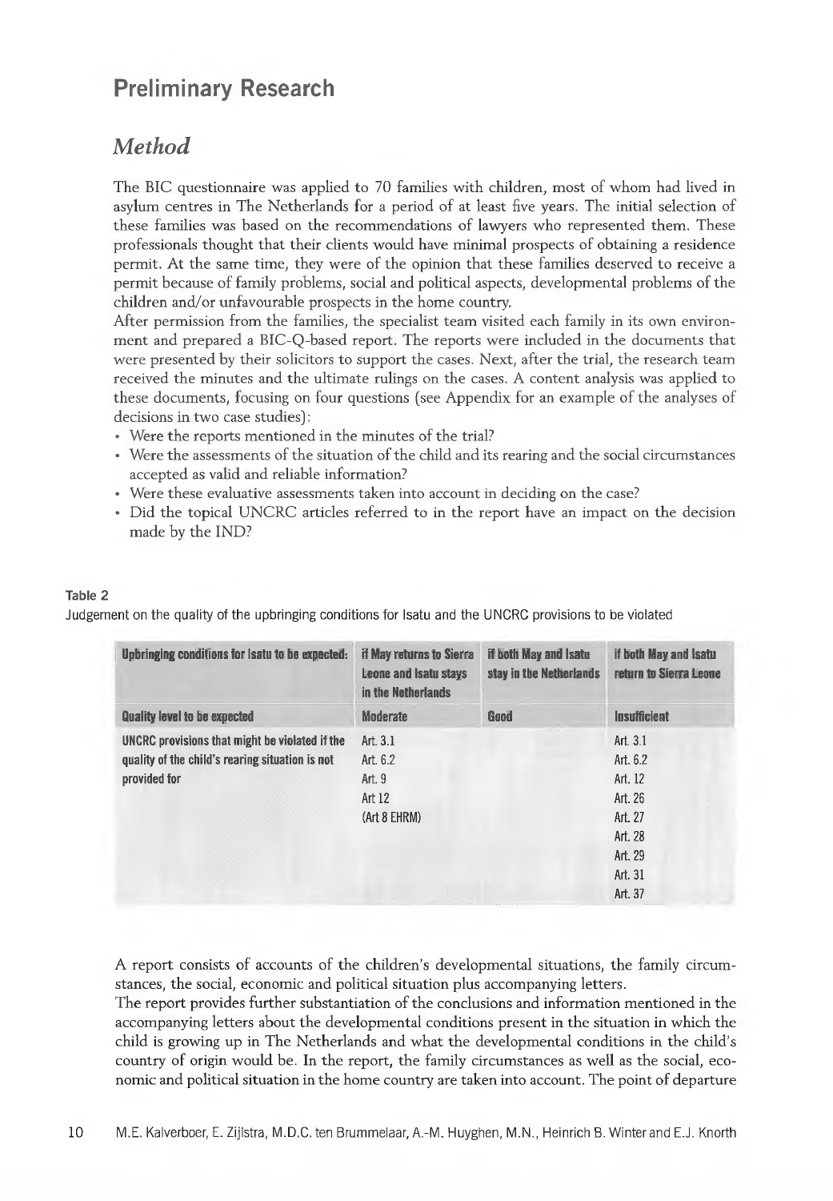## Preliminary Research

### *Method*

The BIC questionnaire was applied to 70 families with children, most of whom had lived in asylum centres in The Netherlands for a period of at least five years. The initial selection of these families was based on the recommendations of lawyers who represented them. These professionals thought that their clients would have minimal prospects of obtaining a residence permit. At the same time, they were of the opinion that these families deserved to receive a permit because of family problems, social and political aspects, developmental problems of the children and/or unfavourable prospects in the home country.

After permission from the families, the specialist team visited each family in its own environment and prepared a BIC-Q-based report. The reports were included in the documents that were presented by their solicitors to support the cases. Next, after the trial, the research team received the minutes and the ultimate rulings on the cases. A content analysis was applied to these documents, focusing on four questions (see Appendix for an example of the analyses of decisions in two case studies):

- Were the reports mentioned in the minutes of the trial?
- Were the assessments of the situation of the child and its rearing and the social circumstances accepted as valid and reliable information?
- Were these evaluative assessments taken into account in deciding on the case?
- Did the topical UNCRC articles referred to in the report have an impact on the decision made by the IND?

**Table 2**
Judgement on the quality of the upbringing conditions for Isatu and the UNCRC provisions to be violated

| Upbringing conditions for Isatu to be expected: | if May returns to Sierra Leone and Isatu stays in the Netherlands | if both May and Isatu stay in the Netherlands | if both May and Isatu return to Sierra Leone |
|---|---|---|---|
| **Quality level to be expected** | **Moderate** | **Good** | **Insufficient** |
| UNCRC provisions that might be violated if the quality of the child's rearing situation is not provided for | Art. 3.1<br>Art. 6.2<br>Art. 9<br>Art 12<br>(Art 8 EHRM) | | Art. 3.1<br>Art. 6.2<br>Art. 12<br>Art. 26<br>Art. 27<br>Art. 28<br>Art. 29<br>Art. 31<br>Art. 37 |

A report consists of accounts of the children's developmental situations, the family circumstances, the social, economic and political situation plus accompanying letters.

The report provides further substantiation of the conclusions and information mentioned in the accompanying letters about the developmental conditions present in the situation in which the child is growing up in The Netherlands and what the developmental conditions in the child's country of origin would be. In the report, the family circumstances as well as the social, economic and political situation in the home country are taken into account. The point of departure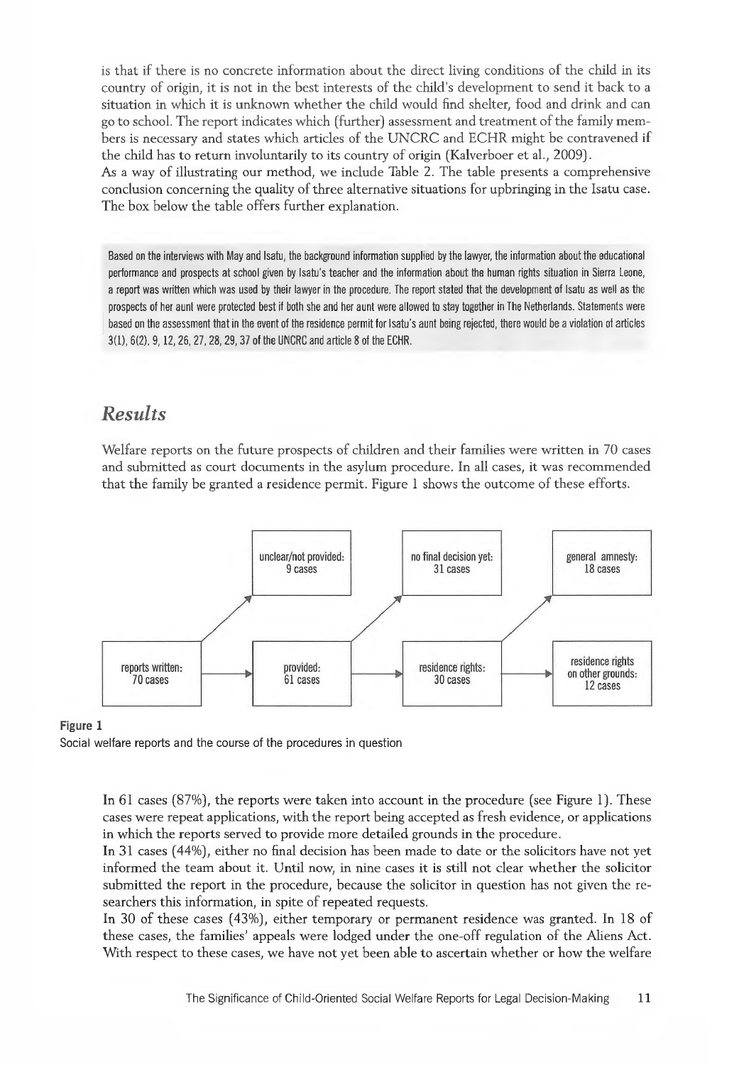is that if there is no concrete information about the direct living conditions of the child in its country of origin, it is not in the best interests of the child's development to send it back to a situation in which it is unknown whether the child would find shelter, food and drink and can go to school. The report indicates which (further) assessment and treatment of the family members is necessary and states which articles of the UNCRC and ECHR might be contravened if the child has to return involuntarily to its country of origin (Kalverboer et al., 2009).

As a way of illustrating our method, we include Table 2. The table presents a comprehensive conclusion concerning the quality of three alternative situations for upbringing in the Isatu case. The box below the table offers further explanation.

> Based on the interviews with May and Isatu, the background information supplied by the lawyer, the information about the educational performance and prospects at school given by Isatu's teacher and the information about the human rights situation in Sierra Leone, a report was written which was used by their lawyer in the procedure. The report stated that the development of Isatu as well as the prospects of her aunt were protected best if both she and her aunt were allowed to stay together in The Netherlands. Statements were based on the assessment that in the event of the residence permit for Isatu's aunt being rejected, there would be a violation of articles 3(1), 6(2), 9, 12, 26, 27, 28, 29, 37 of the UNCRC and article 8 of the ECHR.

## *Results*

Welfare reports on the future prospects of children and their families were written in 70 cases and submitted as court documents in the asylum procedure. In all cases, it was recommended that the family be granted a residence permit. Figure 1 shows the outcome of these efforts.

reports written: 70 cases → provided: 61 cases (unclear/not provided: 9 cases) → residence rights: 30 cases (no final decision yet: 31 cases) → residence rights on other grounds: 12 cases (general amnesty: 18 cases)

**Figure 1**
Social welfare reports and the course of the procedures in question

In 61 cases (87%), the reports were taken into account in the procedure (see Figure 1). These cases were repeat applications, with the report being accepted as fresh evidence, or applications in which the reports served to provide more detailed grounds in the procedure.

In 31 cases (44%), either no final decision has been made to date or the solicitors have not yet informed the team about it. Until now, in nine cases it is still not clear whether the solicitor submitted the report in the procedure, because the solicitor in question has not given the researchers this information, in spite of repeated requests.

In 30 of these cases (43%), either temporary or permanent residence was granted. In 18 of these cases, the families' appeals were lodged under the one-off regulation of the Aliens Act. With respect to these cases, we have not yet been able to ascertain whether or how the welfare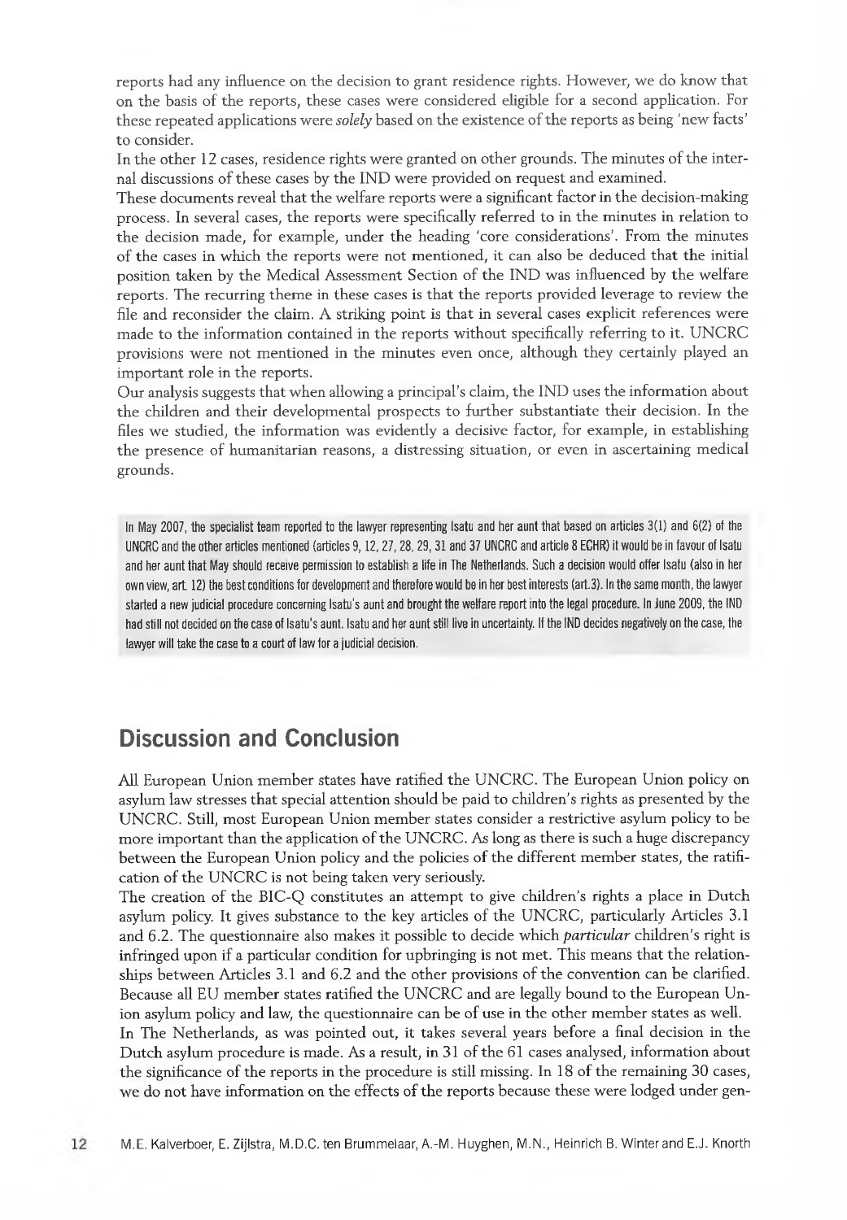reports had any influence on the decision to grant residence rights. However, we do know that on the basis of the reports, these cases were considered eligible for a second application. For these repeated applications were *solely* based on the existence of the reports as being 'new facts' to consider.

In the other 12 cases, residence rights were granted on other grounds. The minutes of the internal discussions of these cases by the IND were provided on request and examined.

These documents reveal that the welfare reports were a significant factor in the decision-making process. In several cases, the reports were specifically referred to in the minutes in relation to the decision made, for example, under the heading 'core considerations'. From the minutes of the cases in which the reports were not mentioned, it can also be deduced that the initial position taken by the Medical Assessment Section of the IND was influenced by the welfare reports. The recurring theme in these cases is that the reports provided leverage to review the file and reconsider the claim. A striking point is that in several cases explicit references were made to the information contained in the reports without specifically referring to it. UNCRC provisions were not mentioned in the minutes even once, although they certainly played an important role in the reports.

Our analysis suggests that when allowing a principal's claim, the IND uses the information about the children and their developmental prospects to further substantiate their decision. In the files we studied, the information was evidently a decisive factor, for example, in establishing the presence of humanitarian reasons, a distressing situation, or even in ascertaining medical grounds.

> In May 2007, the specialist team reported to the lawyer representing Isatu and her aunt that based on articles 3(1) and 6(2) of the UNCRC and the other articles mentioned (articles 9, 12, 27, 28, 29, 31 and 37 UNCRC and article 8 ECHR) it would be in favour of Isatu and her aunt that May should receive permission to establish a life in The Netherlands. Such a decision would offer Isatu (also in her own view, art. 12) the best conditions for development and therefore would be in her best interests (art.3). In the same month, the lawyer started a new judicial procedure concerning Isatu's aunt and brought the welfare report into the legal procedure. In June 2009, the IND had still not decided on the case of Isatu's aunt. Isatu and her aunt still live in uncertainty. If the IND decides negatively on the case, the lawyer will take the case to a court of law for a judicial decision.

## Discussion and Conclusion

All European Union member states have ratified the UNCRC. The European Union policy on asylum law stresses that special attention should be paid to children's rights as presented by the UNCRC. Still, most European Union member states consider a restrictive asylum policy to be more important than the application of the UNCRC. As long as there is such a huge discrepancy between the European Union policy and the policies of the different member states, the ratification of the UNCRC is not being taken very seriously.

The creation of the BIC-Q constitutes an attempt to give children's rights a place in Dutch asylum policy. It gives substance to the key articles of the UNCRC, particularly Articles 3.1 and 6.2. The questionnaire also makes it possible to decide which *particular* children's right is infringed upon if a particular condition for upbringing is not met. This means that the relationships between Articles 3.1 and 6.2 and the other provisions of the convention can be clarified. Because all EU member states ratified the UNCRC and are legally bound to the European Union asylum policy and law, the questionnaire can be of use in the other member states as well.

In The Netherlands, as was pointed out, it takes several years before a final decision in the Dutch asylum procedure is made. As a result, in 31 of the 61 cases analysed, information about the significance of the reports in the procedure is still missing. In 18 of the remaining 30 cases, we do not have information on the effects of the reports because these were lodged under gen-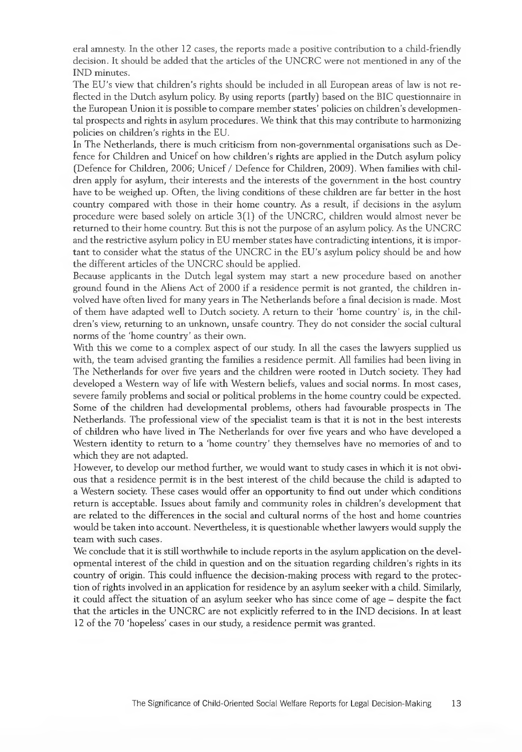eral amnesty. In the other 12 cases, the reports made a positive contribution to a child-friendly decision. It should be added that the articles of the UNCRC were not mentioned in any of the IND minutes.

The EU's view that children's rights should be included in all European areas of law is not reflected in the Dutch asylum policy. By using reports (partly) based on the BIC questionnaire in the European Union it is possible to compare member states' policies on children's developmental prospects and rights in asylum procedures. We think that this may contribute to harmonizing policies on children's rights in the EU.

In The Netherlands, there is much criticism from non-governmental organisations such as Defence for Children and Unicef on how children's rights are applied in the Dutch asylum policy (Defence for Children, 2006; Unicef / Defence for Children, 2009). When families with children apply for asylum, their interests and the interests of the government in the host country have to be weighed up. Often, the living conditions of these children are far better in the host country compared with those in their home country. As a result, if decisions in the asylum procedure were based solely on article 3(1) of the UNCRC, children would almost never be returned to their home country. But this is not the purpose of an asylum policy. As the UNCRC and the restrictive asylum policy in EU member states have contradicting intentions, it is important to consider what the status of the UNCRC in the EU's asylum policy should be and how the different articles of the UNCRC should be applied.

Because applicants in the Dutch legal system may start a new procedure based on another ground found in the Aliens Act of 2000 if a residence permit is not granted, the children involved have often lived for many years in The Netherlands before a final decision is made. Most of them have adapted well to Dutch society. A return to their 'home country' is, in the children's view, returning to an unknown, unsafe country. They do not consider the social cultural norms of the 'home country' as their own.

With this we come to a complex aspect of our study. In all the cases the lawyers supplied us with, the team advised granting the families a residence permit. All families had been living in The Netherlands for over five years and the children were rooted in Dutch society. They had developed a Western way of life with Western beliefs, values and social norms. In most cases, severe family problems and social or political problems in the home country could be expected. Some of the children had developmental problems, others had favourable prospects in The Netherlands. The professional view of the specialist team is that it is not in the best interests of children who have lived in The Netherlands for over five years and who have developed a Western identity to return to a 'home country' they themselves have no memories of and to which they are not adapted.

However, to develop our method further, we would want to study cases in which it is not obvious that a residence permit is in the best interest of the child because the child is adapted to a Western society. These cases would offer an opportunity to find out under which conditions return is acceptable. Issues about family and community roles in children's development that are related to the differences in the social and cultural norms of the host and home countries would be taken into account. Nevertheless, it is questionable whether lawyers would supply the team with such cases.

We conclude that it is still worthwhile to include reports in the asylum application on the developmental interest of the child in question and on the situation regarding children's rights in its country of origin. This could influence the decision-making process with regard to the protection of rights involved in an application for residence by an asylum seeker with a child. Similarly, it could affect the situation of an asylum seeker who has since come of age – despite the fact that the articles in the UNCRC are not explicitly referred to in the IND decisions. In at least 12 of the 70 'hopeless' cases in our study, a residence permit was granted.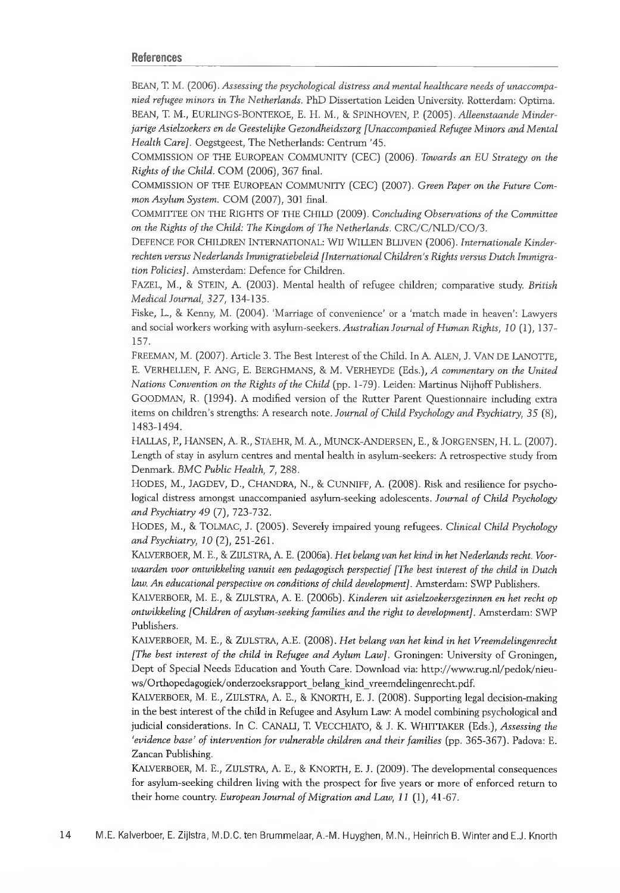## References

BEAN, T. M. (2006). *Assessing the psychological distress and mental healthcare needs of unaccompanied refugee minors in The Netherlands.* PhD Dissertation Leiden University. Rotterdam: Optima.

BEAN, T. M., EURLINGS-BONTEKOE, E. H. M., & SPINHOVEN, P. (2005). *Alleenstaande Minderjarige Asielzoekers en de Geestelijke Gezondheidszorg [Unaccompanied Refugee Minors and Mental Health Care].* Oegstgeest, The Netherlands: Centrum '45.

COMMISSION OF THE EUROPEAN COMMUNITY (CEC) (2006). *Towards an EU Strategy on the Rights of the Child.* COM (2006), 367 final.

COMMISSION OF THE EUROPEAN COMMUNITY (CEC) (2007). *Green Paper on the Future Common Asylum System.* COM (2007), 301 final.

COMMITTEE ON THE RIGHTS OF THE CHILD (2009). *Concluding Observations of the Committee on the Rights of the Child: The Kingdom of The Netherlands.* CRC/C/NLD/CO/3.

DEFENCE FOR CHILDREN INTERNATIONAL: WIJ WILLEN BLIJVEN (2006). *Internationale Kinderrechten versus Nederlands Immigratiebeleid [International Children's Rights versus Dutch Immigration Policies].* Amsterdam: Defence for Children.

FAZEL, M., & STEIN, A. (2003). Mental health of refugee children; comparative study. *British Medical Journal, 327,* 134-135.

Fiske, L., & Kenny, M. (2004). 'Marriage of convenience' or a 'match made in heaven': Lawyers and social workers working with asylum-seekers. *Australian Journal of Human Rights, 10* (1), 137-157.

FREEMAN, M. (2007). Article 3. The Best Interest of the Child. In A. ALEN, J. VAN DE LANOTTE, E. VERHELLEN, F. ANG, E. BERGHMANS, & M. VERHEYDE (Eds.), *A commentary on the United Nations Convention on the Rights of the Child* (pp. 1-79). Leiden: Martinus Nijhoff Publishers.

GOODMAN, R. (1994). A modified version of the Rutter Parent Questionnaire including extra items on children's strengths: A research note. *Journal of Child Psychology and Psychiatry, 35* (8), 1483-1494.

HALLAS, P., HANSEN, A. R., STAEHR, M. A., MUNCK-ANDERSEN, E., & JORGENSEN, H. L. (2007). Length of stay in asylum centres and mental health in asylum-seekers: A retrospective study from Denmark. *BMC Public Health, 7,* 288.

HODES, M., JAGDEV, D., CHANDRA, N., & CUNNIFF, A. (2008). Risk and resilience for psychological distress amongst unaccompanied asylum-seeking adolescents. *Journal of Child Psychology and Psychiatry 49* (7), 723-732.

HODES, M., & TOLMAC, J. (2005). Severely impaired young refugees. *Clinical Child Psychology and Psychiatry, 10* (2), 251-261.

KALVERBOER, M. E., & ZIJLSTRA, A. E. (2006a). *Het belang van het kind in het Nederlands recht. Voorwaarden voor ontwikkeling vanuit een pedagogisch perspectief [The best interest of the child in Dutch law. An educational perspective on conditions of child development].* Amsterdam: SWP Publishers.

KALVERBOER, M. E., & ZIJLSTRA, A. E. (2006b). *Kinderen uit asielzoekersgezinnen en het recht op ontwikkeling [Children of asylum-seeking families and the right to development].* Amsterdam: SWP Publishers.

KALVERBOER, M. E., & ZIJLSTRA, A.E. (2008). *Het belang van het kind in het Vreemdelingenrecht [The best interest of the child in Refugee and Aylum Law].* Groningen: University of Groningen, Dept of Special Needs Education and Youth Care. Download via: http://www.rug.nl/pedok/nieuws/Orthopedagogiek/onderzoeksrapport_belang_kind_vreemdelingenrecht.pdf.

KALVERBOER, M. E., ZIJLSTRA, A. E., & KNORTH, E. J. (2008). Supporting legal decision-making in the best interest of the child in Refugee and Asylum Law: A model combining psychological and judicial considerations. In C. CANALI, T. VECCHIATO, & J. K. WHITTAKER (Eds.), *Assessing the 'evidence base' of intervention for vulnerable children and their families* (pp. 365-367). Padova: E. Zancan Publishing.

KALVERBOER, M. E., ZIJLSTRA, A. E., & KNORTH, E. J. (2009). The developmental consequences for asylum-seeking children living with the prospect for five years or more of enforced return to their home country. *European Journal of Migration and Law, 11* (1), 41-67.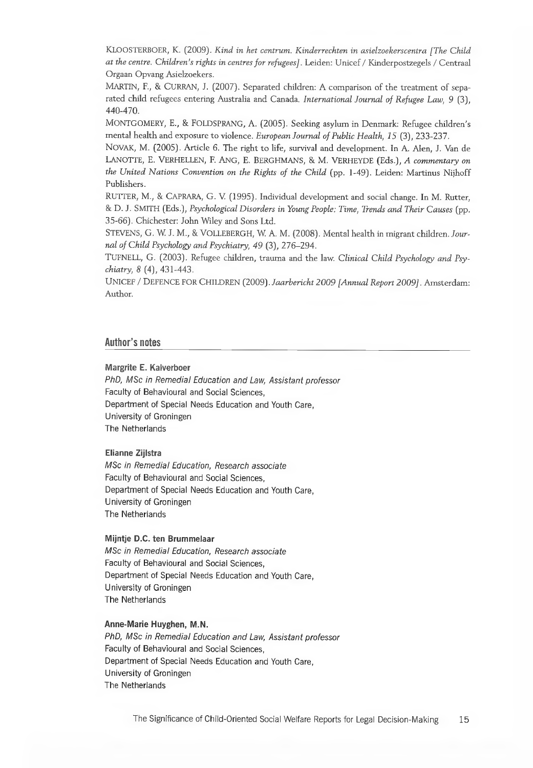KLOOSTERBOER, K. (2009). *Kind in het centrum. Kinderrechten in asielzoekerscentra [The Child at the centre. Children's rights in centres for refugees]*. Leiden: Unicef / Kinderpostzegels / Centraal Orgaan Opvang Asielzoekers.

MARTIN, F., & CURRAN, J. (2007). Separated children: A comparison of the treatment of separated child refugees entering Australia and Canada. *International Journal of Refugee Law, 9* (3), 440-470.

MONTGOMERY, E., & FOLDSPRANG, A. (2005). Seeking asylum in Denmark: Refugee children's mental health and exposure to violence. *European Journal of Public Health, 15* (3), 233-237.

NOVAK, M. (2005). Article 6. The right to life, survival and development. In A. Alen, J. Van de LANOTTE, E. VERHELLEN, F. ANG, E. BERGHMANS, & M. VERHEYDE (Eds.), *A commentary on the United Nations Convention on the Rights of the Child* (pp. 1-49). Leiden: Martinus Nijhoff Publishers.

RUTTER, M., & CAPRARA, G. V. (1995). Individual development and social change. In M. Rutter, & D. J. SMITH (Eds.), *Psychological Disorders in Young People: Time, Trends and Their Causes* (pp. 35-66). Chichester: John Wiley and Sons Ltd.

STEVENS, G. W. J. M., & VOLLEBERGH, W. A. M. (2008). Mental health in migrant children. *Journal of Child Psychology and Psychiatry, 49* (3), 276–294.

TUFNELL, G. (2003). Refugee children, trauma and the law. *Clinical Child Psychology and Psychiatry, 8* (4), 431-443.

UNICEF / DEFENCE FOR CHILDREN (2009). *Jaarbericht 2009 [Annual Report 2009]*. Amsterdam: Author.

## Author's notes

**Margrite E. Kalverboer**
*PhD, MSc in Remedial Education and Law, Assistant professor*
Faculty of Behavioural and Social Sciences,
Department of Special Needs Education and Youth Care,
University of Groningen
The Netherlands

**Elianne Zijlstra**
*MSc in Remedial Education, Research associate*
Faculty of Behavioural and Social Sciences,
Department of Special Needs Education and Youth Care,
University of Groningen
The Netherlands

**Mijntje D.C. ten Brummelaar**
*MSc in Remedial Education, Research associate*
Faculty of Behavioural and Social Sciences,
Department of Special Needs Education and Youth Care,
University of Groningen
The Netherlands

**Anne-Marie Huyghen, M.N.**
*PhD, MSc in Remedial Education and Law, Assistant professor*
Faculty of Behavioural and Social Sciences,
Department of Special Needs Education and Youth Care,
University of Groningen
The Netherlands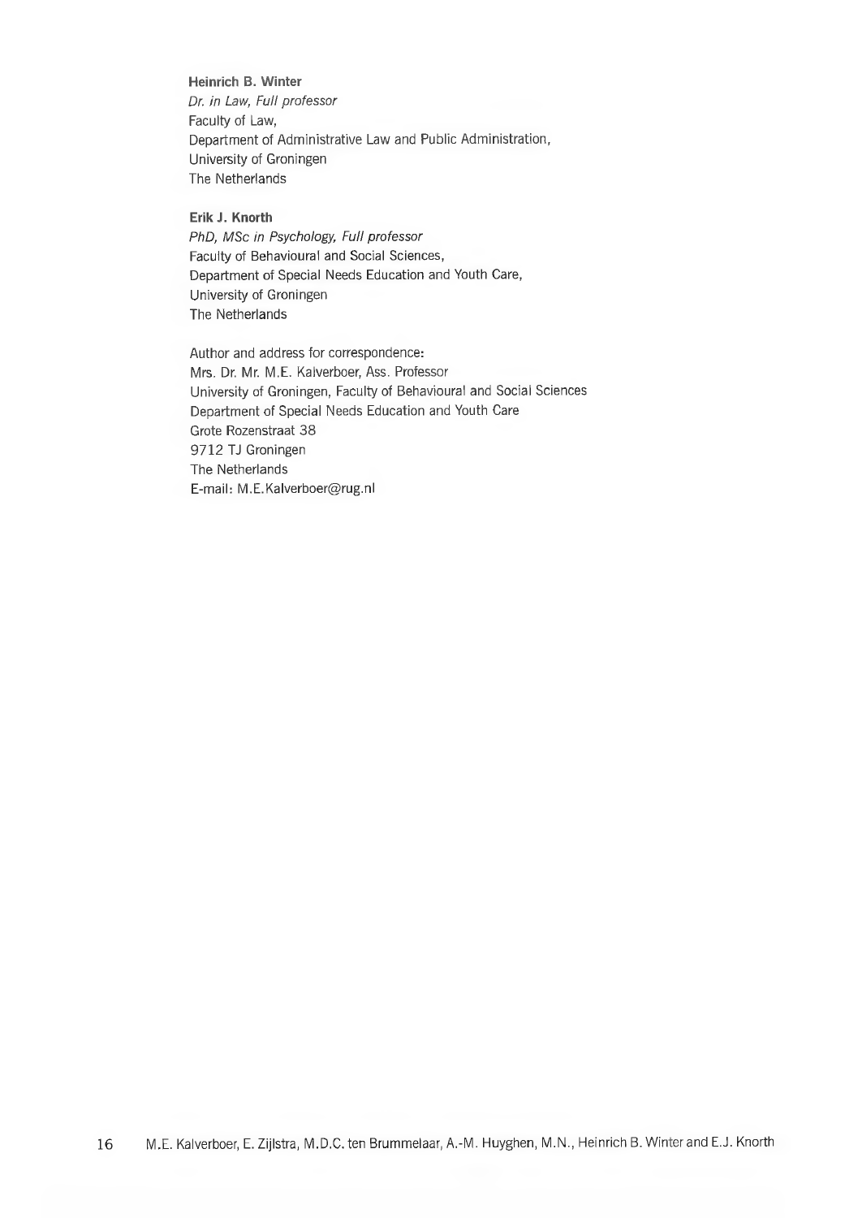**Heinrich B. Winter**  
*Dr. in Law, Full professor*  
Faculty of Law,  
Department of Administrative Law and Public Administration,  
University of Groningen  
The Netherlands

**Erik J. Knorth**  
*PhD, MSc in Psychology, Full professor*  
Faculty of Behavioural and Social Sciences,  
Department of Special Needs Education and Youth Care,  
University of Groningen  
The Netherlands

Author and address for correspondence:  
Mrs. Dr. Mr. M.E. Kalverboer, Ass. Professor  
University of Groningen, Faculty of Behavioural and Social Sciences  
Department of Special Needs Education and Youth Care  
Grote Rozenstraat 38  
9712 TJ Groningen  
The Netherlands  
E-mail: M.E.Kalverboer@rug.nl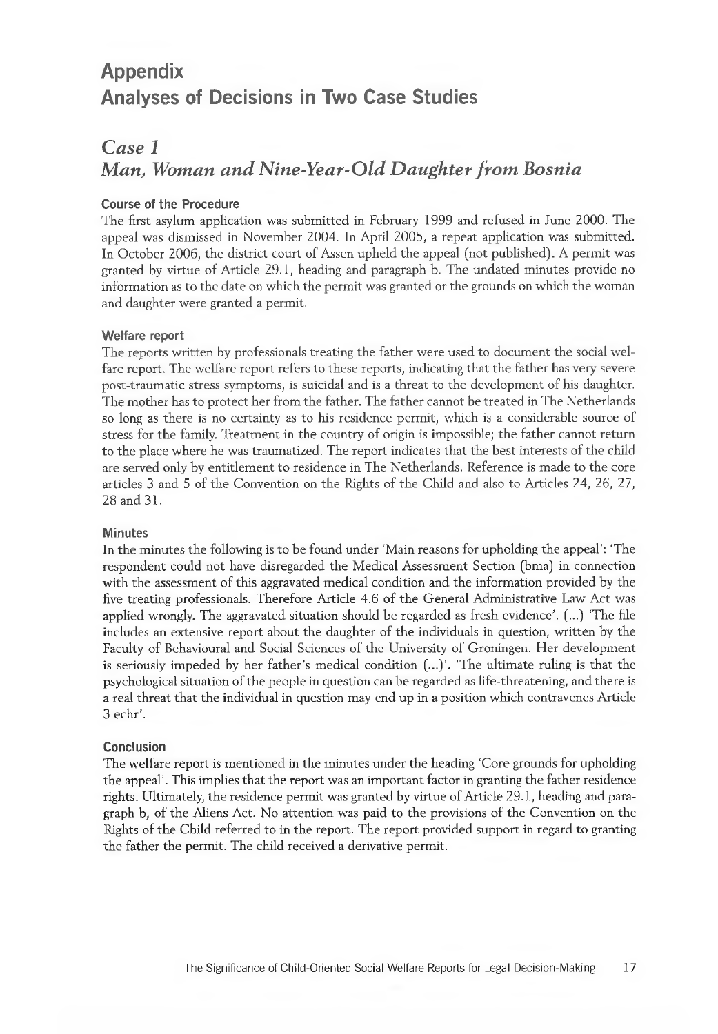# Appendix
# Analyses of Decisions in Two Case Studies

## *Case 1*
## *Man, Woman and Nine-Year-Old Daughter from Bosnia*

### Course of the Procedure

The first asylum application was submitted in February 1999 and refused in June 2000. The appeal was dismissed in November 2004. In April 2005, a repeat application was submitted. In October 2006, the district court of Assen upheld the appeal (not published). A permit was granted by virtue of Article 29.1, heading and paragraph b. The undated minutes provide no information as to the date on which the permit was granted or the grounds on which the woman and daughter were granted a permit.

### Welfare report

The reports written by professionals treating the father were used to document the social welfare report. The welfare report refers to these reports, indicating that the father has very severe post-traumatic stress symptoms, is suicidal and is a threat to the development of his daughter. The mother has to protect her from the father. The father cannot be treated in The Netherlands so long as there is no certainty as to his residence permit, which is a considerable source of stress for the family. Treatment in the country of origin is impossible; the father cannot return to the place where he was traumatized. The report indicates that the best interests of the child are served only by entitlement to residence in The Netherlands. Reference is made to the core articles 3 and 5 of the Convention on the Rights of the Child and also to Articles 24, 26, 27, 28 and 31.

### Minutes

In the minutes the following is to be found under 'Main reasons for upholding the appeal': 'The respondent could not have disregarded the Medical Assessment Section (bma) in connection with the assessment of this aggravated medical condition and the information provided by the five treating professionals. Therefore Article 4.6 of the General Administrative Law Act was applied wrongly. The aggravated situation should be regarded as fresh evidence'. (...) 'The file includes an extensive report about the daughter of the individuals in question, written by the Faculty of Behavioural and Social Sciences of the University of Groningen. Her development is seriously impeded by her father's medical condition (...)'. 'The ultimate ruling is that the psychological situation of the people in question can be regarded as life-threatening, and there is a real threat that the individual in question may end up in a position which contravenes Article 3 echr'.

### Conclusion

The welfare report is mentioned in the minutes under the heading 'Core grounds for upholding the appeal'. This implies that the report was an important factor in granting the father residence rights. Ultimately, the residence permit was granted by virtue of Article 29.1, heading and paragraph b, of the Aliens Act. No attention was paid to the provisions of the Convention on the Rights of the Child referred to in the report. The report provided support in regard to granting the father the permit. The child received a derivative permit.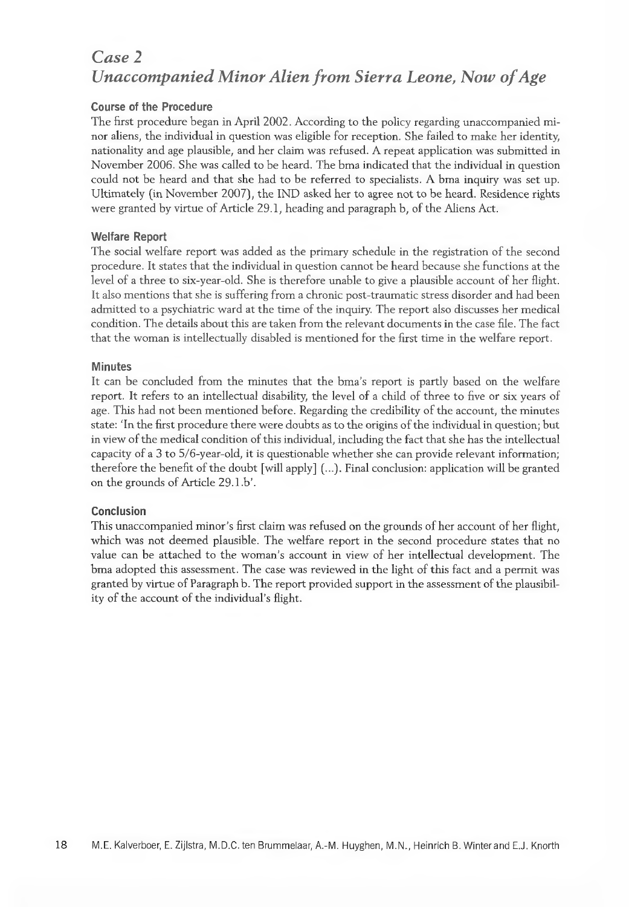# *Case 2*
# *Unaccompanied Minor Alien from Sierra Leone, Now of Age*

### Course of the Procedure

The first procedure began in April 2002. According to the policy regarding unaccompanied minor aliens, the individual in question was eligible for reception. She failed to make her identity, nationality and age plausible, and her claim was refused. A repeat application was submitted in November 2006. She was called to be heard. The bma indicated that the individual in question could not be heard and that she had to be referred to specialists. A bma inquiry was set up. Ultimately (in November 2007), the IND asked her to agree not to be heard. Residence rights were granted by virtue of Article 29.1, heading and paragraph b, of the Aliens Act.

### Welfare Report

The social welfare report was added as the primary schedule in the registration of the second procedure. It states that the individual in question cannot be heard because she functions at the level of a three to six-year-old. She is therefore unable to give a plausible account of her flight. It also mentions that she is suffering from a chronic post-traumatic stress disorder and had been admitted to a psychiatric ward at the time of the inquiry. The report also discusses her medical condition. The details about this are taken from the relevant documents in the case file. The fact that the woman is intellectually disabled is mentioned for the first time in the welfare report.

### Minutes

It can be concluded from the minutes that the bma's report is partly based on the welfare report. It refers to an intellectual disability, the level of a child of three to five or six years of age. This had not been mentioned before. Regarding the credibility of the account, the minutes state: 'In the first procedure there were doubts as to the origins of the individual in question; but in view of the medical condition of this individual, including the fact that she has the intellectual capacity of a 3 to 5/6-year-old, it is questionable whether she can provide relevant information; therefore the benefit of the doubt [will apply] (...). Final conclusion: application will be granted on the grounds of Article 29.1.b'.

### Conclusion

This unaccompanied minor's first claim was refused on the grounds of her account of her flight, which was not deemed plausible. The welfare report in the second procedure states that no value can be attached to the woman's account in view of her intellectual development. The bma adopted this assessment. The case was reviewed in the light of this fact and a permit was granted by virtue of Paragraph b. The report provided support in the assessment of the plausibility of the account of the individual's flight.